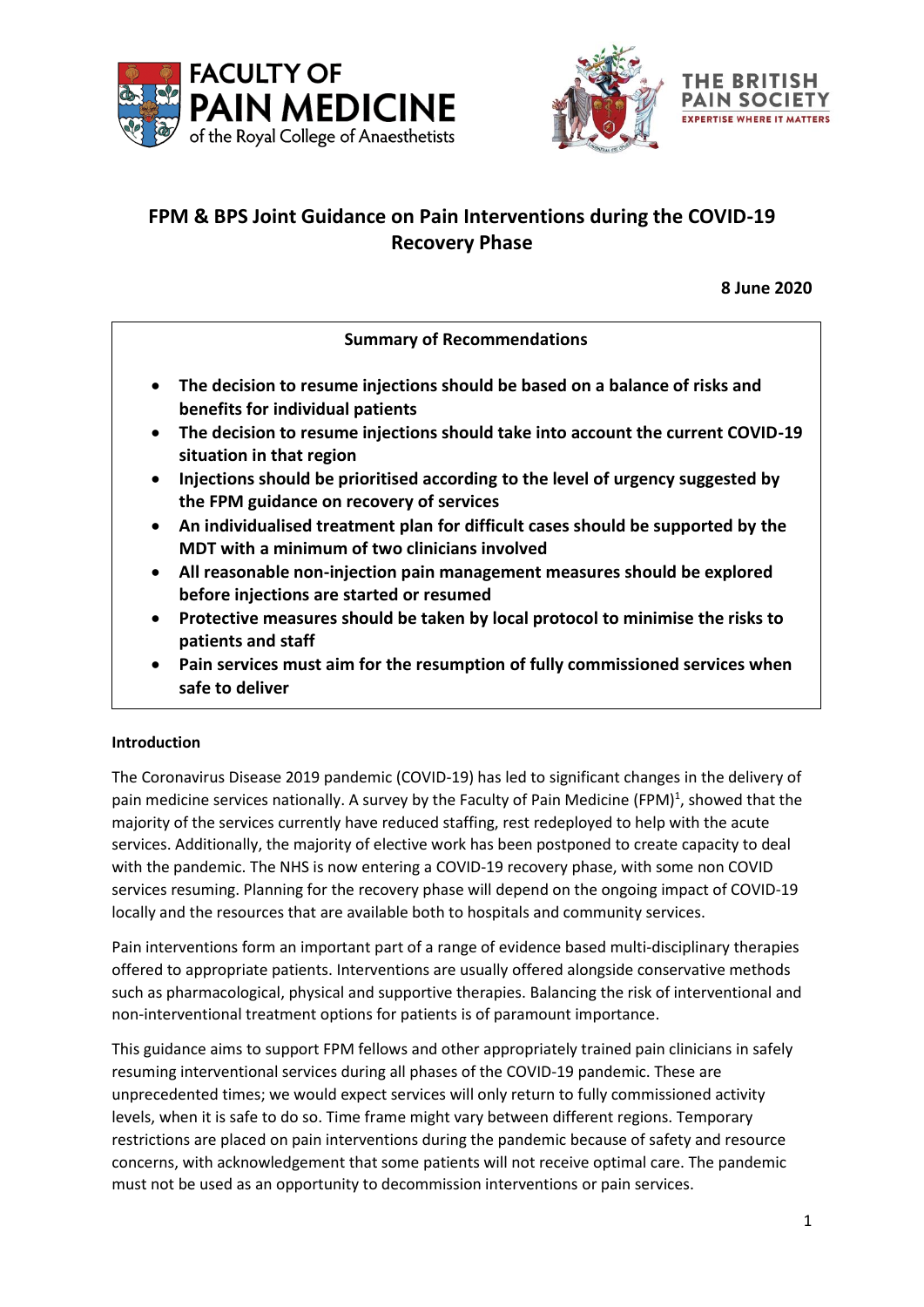# FPM & BPS Joint Guidance on Pain Interventions during the COVID-19 Recovery Phase

**8 June 2020**

**Summary of Recommendations**

- **The decision to resume injections should be based on a balance of risks and benefits for individual patients**
- **The decision to resume injections should take into account the current COVID-19 situation in that region**
- **Injections should be prioritised according to the level of urgency suggested by the FPM guidance on recovery of services**
- **An individualised treatment plan for difficult cases should be supported by the MDT with a minimum of two clinicians involved**
- **All reasonable non-injection pain management measures should be explored before injections are started or resumed**
- **Protective measures should be taken by local protocol to minimise the risks to patients and staff**
- **Pain services must aim for the resumption of fully commissioned services when safe to deliver**

**Introduction**

The Coronavirus Disease 2019 pandemic (COVID-19) has led to significant changes in the delivery of pain medicine services nationally. A survey by the Faculty of Pain Medicine (FPM)[1], showed that the majority of the services currently have reduced staffing, rest redeployed to help with the acute services. Additionally, the majority of elective work has been postponed to create capacity to deal with the pandemic. The NHS is now entering a COVID-19 recovery phase, with some non COVID services resuming. Planning for the recovery phase will depend on the ongoing impact of COVID-19 locally and the resources that are available both to hospitals and community services.

Pain interventions form an important part of a range of evidence based multi-disciplinary therapies offered to appropriate patients. Interventions are usually offered alongside conservative methods such as pharmacological, physical and supportive therapies. Balancing the risk of interventional and non-interventional treatment options for patients is of paramount importance.

This guidance aims to support FPM fellows and other appropriately trained pain clinicians in safely resuming interventional services during all phases of the COVID-19 pandemic. These are unprecedented times; we would expect services will only return to fully commissioned activity levels, when it is safe to do so. Time frame might vary between different regions. Temporary restrictions are placed on pain interventions during the pandemic because of safety and resource concerns, with acknowledgement that some patients will not receive optimal care. The pandemic must not be used as an opportunity to decommission interventions or pain services.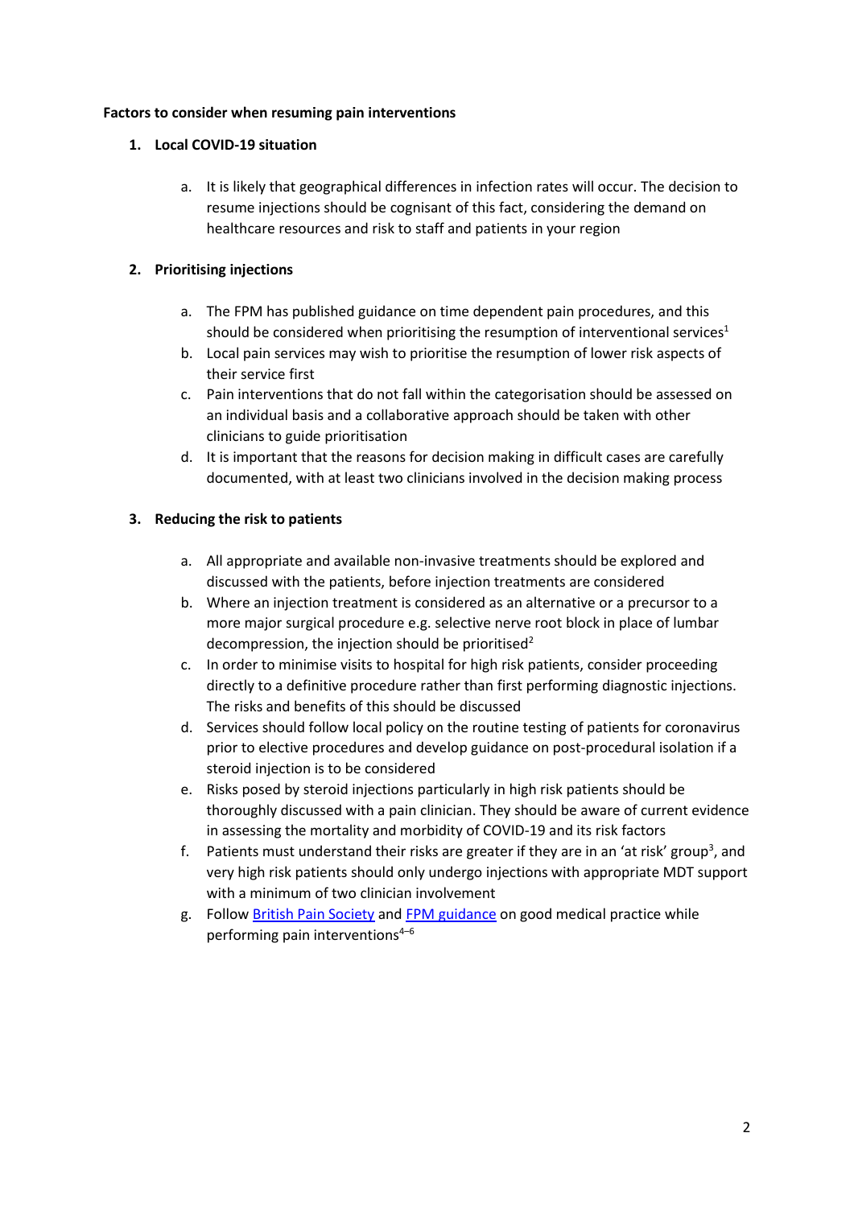**Factors to consider when resuming pain interventions**

1. **Local COVID-19 situation**

    a. It is likely that geographical differences in infection rates will occur. The decision to resume injections should be cognisant of this fact, considering the demand on healthcare resources and risk to staff and patients in your region

2. **Prioritising injections**

    a. The FPM has published guidance on time dependent pain procedures, and this should be considered when prioritising the resumption of interventional services[1]
    b. Local pain services may wish to prioritise the resumption of lower risk aspects of their service first
    c. Pain interventions that do not fall within the categorisation should be assessed on an individual basis and a collaborative approach should be taken with other clinicians to guide prioritisation
    d. It is important that the reasons for decision making in difficult cases are carefully documented, with at least two clinicians involved in the decision making process

3. **Reducing the risk to patients**

    a. All appropriate and available non-invasive treatments should be explored and discussed with the patients, before injection treatments are considered
    b. Where an injection treatment is considered as an alternative or a precursor to a more major surgical procedure e.g. selective nerve root block in place of lumbar decompression, the injection should be prioritised[2]
    c. In order to minimise visits to hospital for high risk patients, consider proceeding directly to a definitive procedure rather than first performing diagnostic injections. The risks and benefits of this should be discussed
    d. Services should follow local policy on the routine testing of patients for coronavirus prior to elective procedures and develop guidance on post-procedural isolation if a steroid injection is to be considered
    e. Risks posed by steroid injections particularly in high risk patients should be thoroughly discussed with a pain clinician. They should be aware of current evidence in assessing the mortality and morbidity of COVID-19 and its risk factors
    f. Patients must understand their risks are greater if they are in an 'at risk' group[3], and very high risk patients should only undergo injections with appropriate MDT support with a minimum of two clinician involvement
    g. Follow British Pain Society and FPM guidance on good medical practice while performing pain interventions[4–6]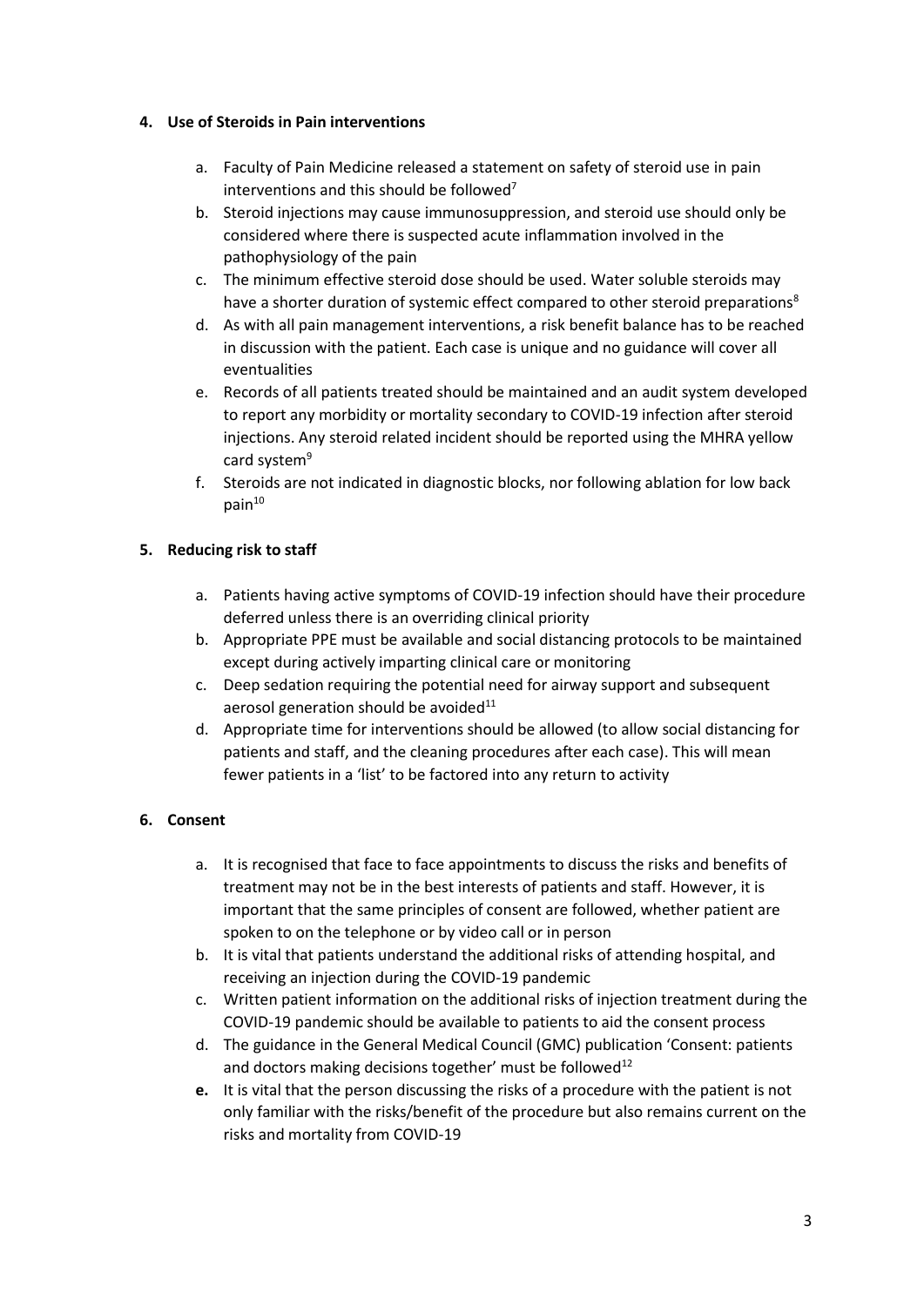## 4. Use of Steroids in Pain interventions

a. Faculty of Pain Medicine released a statement on safety of steroid use in pain interventions and this should be followed[7]

b. Steroid injections may cause immunosuppression, and steroid use should only be considered where there is suspected acute inflammation involved in the pathophysiology of the pain

c. The minimum effective steroid dose should be used. Water soluble steroids may have a shorter duration of systemic effect compared to other steroid preparations[8]

d. As with all pain management interventions, a risk benefit balance has to be reached in discussion with the patient. Each case is unique and no guidance will cover all eventualities

e. Records of all patients treated should be maintained and an audit system developed to report any morbidity or mortality secondary to COVID-19 infection after steroid injections. Any steroid related incident should be reported using the MHRA yellow card system[9]

f. Steroids are not indicated in diagnostic blocks, nor following ablation for low back pain[10]

## 5. Reducing risk to staff

a. Patients having active symptoms of COVID-19 infection should have their procedure deferred unless there is an overriding clinical priority

b. Appropriate PPE must be available and social distancing protocols to be maintained except during actively imparting clinical care or monitoring

c. Deep sedation requiring the potential need for airway support and subsequent aerosol generation should be avoided[11]

d. Appropriate time for interventions should be allowed (to allow social distancing for patients and staff, and the cleaning procedures after each case). This will mean fewer patients in a 'list' to be factored into any return to activity

## 6. Consent

a. It is recognised that face to face appointments to discuss the risks and benefits of treatment may not be in the best interests of patients and staff. However, it is important that the same principles of consent are followed, whether patient are spoken to on the telephone or by video call or in person

b. It is vital that patients understand the additional risks of attending hospital, and receiving an injection during the COVID-19 pandemic

c. Written patient information on the additional risks of injection treatment during the COVID-19 pandemic should be available to patients to aid the consent process

d. The guidance in the General Medical Council (GMC) publication 'Consent: patients and doctors making decisions together' must be followed[12]

**e.** It is vital that the person discussing the risks of a procedure with the patient is not only familiar with the risks/benefit of the procedure but also remains current on the risks and mortality from COVID-19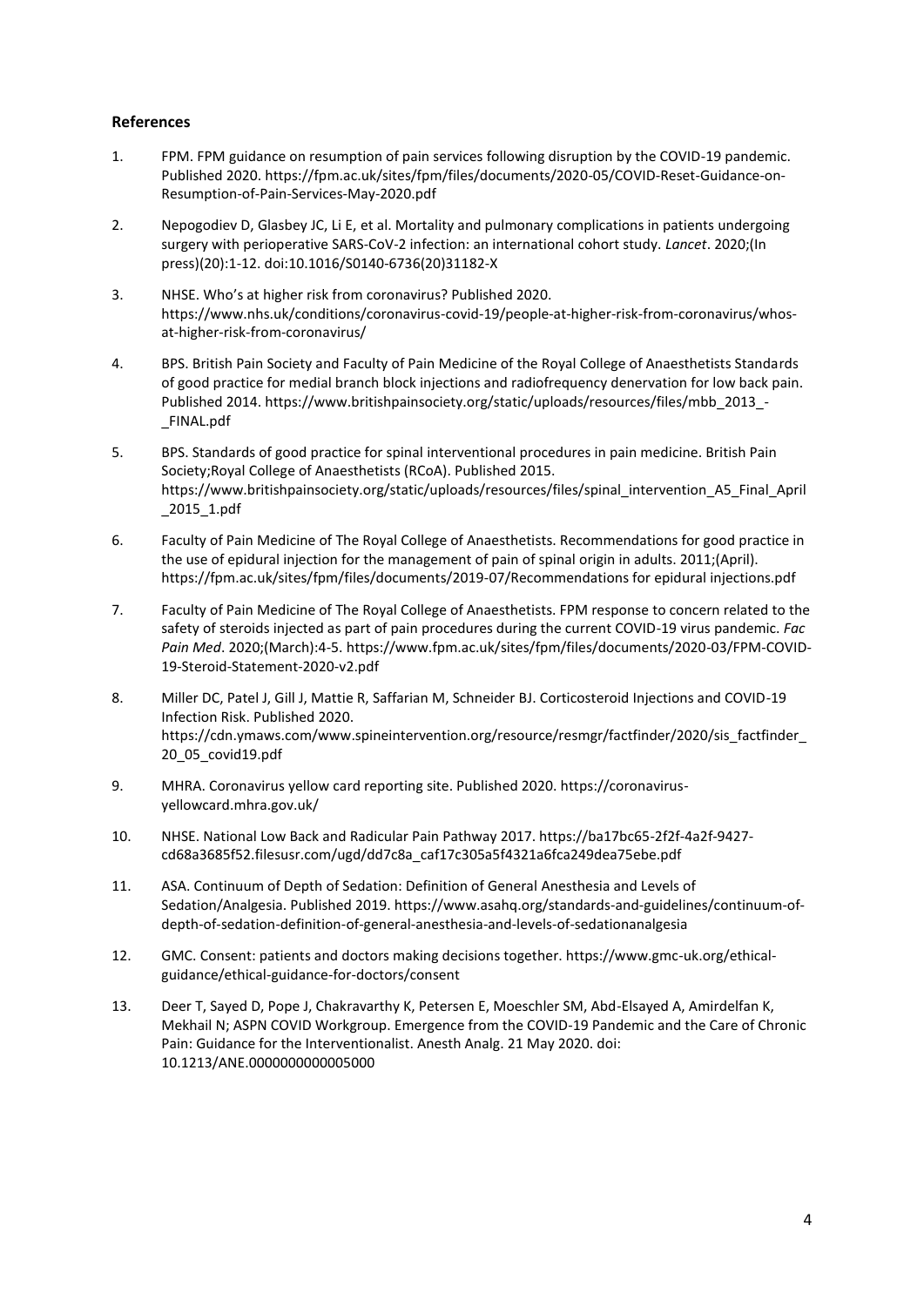### References

1. FPM. FPM guidance on resumption of pain services following disruption by the COVID-19 pandemic. Published 2020. https://fpm.ac.uk/sites/fpm/files/documents/2020-05/COVID-Reset-Guidance-on-Resumption-of-Pain-Services-May-2020.pdf

2. Nepogodiev D, Glasbey JC, Li E, et al. Mortality and pulmonary complications in patients undergoing surgery with perioperative SARS-CoV-2 infection: an international cohort study. *Lancet*. 2020;(In press)(20):1-12. doi:10.1016/S0140-6736(20)31182-X

3. NHSE. Who's at higher risk from coronavirus? Published 2020. https://www.nhs.uk/conditions/coronavirus-covid-19/people-at-higher-risk-from-coronavirus/whos-at-higher-risk-from-coronavirus/

4. BPS. British Pain Society and Faculty of Pain Medicine of the Royal College of Anaesthetists Standards of good practice for medial branch block injections and radiofrequency denervation for low back pain. Published 2014. https://www.britishpainsociety.org/static/uploads/resources/files/mbb_2013_-_FINAL.pdf

5. BPS. Standards of good practice for spinal interventional procedures in pain medicine. British Pain Society;Royal College of Anaesthetists (RCoA). Published 2015. https://www.britishpainsociety.org/static/uploads/resources/files/spinal_intervention_A5_Final_April_2015_1.pdf

6. Faculty of Pain Medicine of The Royal College of Anaesthetists. Recommendations for good practice in the use of epidural injection for the management of pain of spinal origin in adults. 2011;(April). https://fpm.ac.uk/sites/fpm/files/documents/2019-07/Recommendations for epidural injections.pdf

7. Faculty of Pain Medicine of The Royal College of Anaesthetists. FPM response to concern related to the safety of steroids injected as part of pain procedures during the current COVID-19 virus pandemic. *Fac Pain Med*. 2020;(March):4-5. https://www.fpm.ac.uk/sites/fpm/files/documents/2020-03/FPM-COVID-19-Steroid-Statement-2020-v2.pdf

8. Miller DC, Patel J, Gill J, Mattie R, Saffarian M, Schneider BJ. Corticosteroid Injections and COVID-19 Infection Risk. Published 2020. https://cdn.ymaws.com/www.spineintervention.org/resource/resmgr/factfinder/2020/sis_factfinder_20_05_covid19.pdf

9. MHRA. Coronavirus yellow card reporting site. Published 2020. https://coronavirus-yellowcard.mhra.gov.uk/

10. NHSE. National Low Back and Radicular Pain Pathway 2017. https://ba17bc65-2f2f-4a2f-9427-cd68a3685f52.filesusr.com/ugd/dd7c8a_caf17c305a5f4321a6fca249dea75ebe.pdf

11. ASA. Continuum of Depth of Sedation: Definition of General Anesthesia and Levels of Sedation/Analgesia. Published 2019. https://www.asahq.org/standards-and-guidelines/continuum-of-depth-of-sedation-definition-of-general-anesthesia-and-levels-of-sedationanalgesia

12. GMC. Consent: patients and doctors making decisions together. https://www.gmc-uk.org/ethical-guidance/ethical-guidance-for-doctors/consent

13. Deer T, Sayed D, Pope J, Chakravarthy K, Petersen E, Moeschler SM, Abd-Elsayed A, Amirdelfan K, Mekhail N; ASPN COVID Workgroup. Emergence from the COVID-19 Pandemic and the Care of Chronic Pain: Guidance for the Interventionalist. Anesth Analg. 21 May 2020. doi: 10.1213/ANE.0000000000005000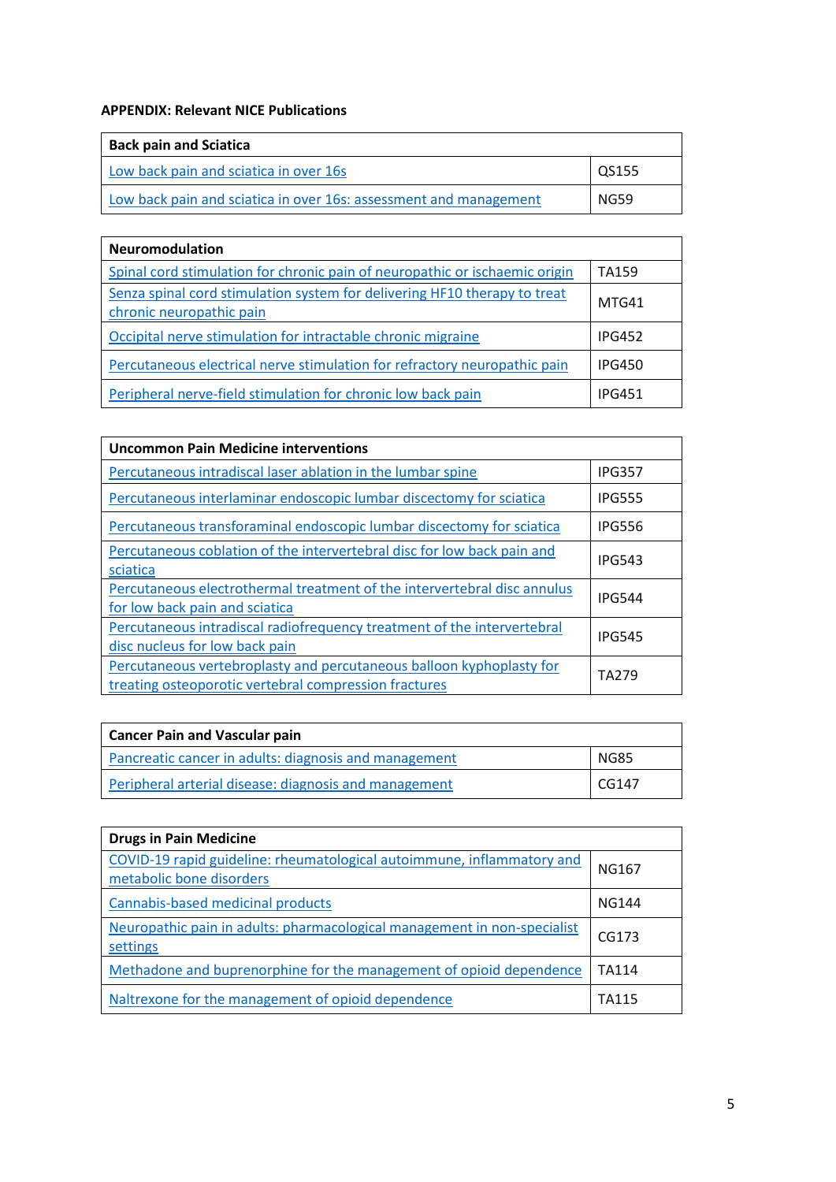**APPENDIX: Relevant NICE Publications**

| Back pain and Sciatica | |
|---|---|
| Low back pain and sciatica in over 16s | QS155 |
| Low back pain and sciatica in over 16s: assessment and management | NG59 |

| Neuromodulation | |
|---|---|
| Spinal cord stimulation for chronic pain of neuropathic or ischaemic origin | TA159 |
| Senza spinal cord stimulation system for delivering HF10 therapy to treat chronic neuropathic pain | MTG41 |
| Occipital nerve stimulation for intractable chronic migraine | IPG452 |
| Percutaneous electrical nerve stimulation for refractory neuropathic pain | IPG450 |
| Peripheral nerve-field stimulation for chronic low back pain | IPG451 |

| Uncommon Pain Medicine interventions | |
|---|---|
| Percutaneous intradiscal laser ablation in the lumbar spine | IPG357 |
| Percutaneous interlaminar endoscopic lumbar discectomy for sciatica | IPG555 |
| Percutaneous transforaminal endoscopic lumbar discectomy for sciatica | IPG556 |
| Percutaneous coblation of the intervertebral disc for low back pain and sciatica | IPG543 |
| Percutaneous electrothermal treatment of the intervertebral disc annulus for low back pain and sciatica | IPG544 |
| Percutaneous intradiscal radiofrequency treatment of the intervertebral disc nucleus for low back pain | IPG545 |
| Percutaneous vertebroplasty and percutaneous balloon kyphoplasty for treating osteoporotic vertebral compression fractures | TA279 |

| Cancer Pain and Vascular pain | |
|---|---|
| Pancreatic cancer in adults: diagnosis and management | NG85 |
| Peripheral arterial disease: diagnosis and management | CG147 |

| Drugs in Pain Medicine | |
|---|---|
| COVID-19 rapid guideline: rheumatological autoimmune, inflammatory and metabolic bone disorders | NG167 |
| Cannabis-based medicinal products | NG144 |
| Neuropathic pain in adults: pharmacological management in non-specialist settings | CG173 |
| Methadone and buprenorphine for the management of opioid dependence | TA114 |
| Naltrexone for the management of opioid dependence | TA115 |